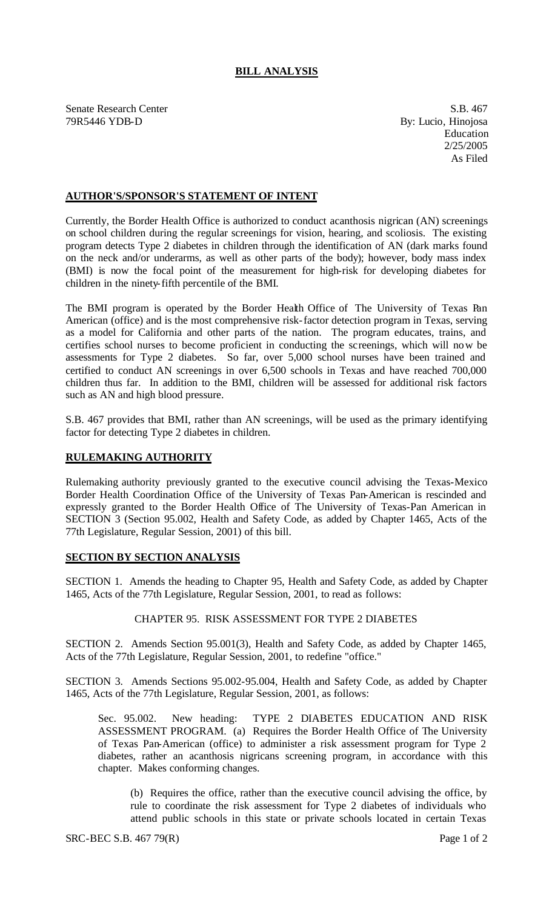# BILL ANALYSIS

Senate Research Center
79R5446 YDB-D

S.B. 467
By: Lucio, Hinojosa
Education
2/25/2005
As Filed

## AUTHOR'S/SPONSOR'S STATEMENT OF INTENT

Currently, the Border Health Office is authorized to conduct acanthosis nigrican (AN) screenings on school children during the regular screenings for vision, hearing, and scoliosis. The existing program detects Type 2 diabetes in children through the identification of AN (dark marks found on the neck and/or underarms, as well as other parts of the body); however, body mass index (BMI) is now the focal point of the measurement for high-risk for developing diabetes for children in the ninety-fifth percentile of the BMI.

The BMI program is operated by the Border Health Office of The University of Texas Pan American (office) and is the most comprehensive risk-factor detection program in Texas, serving as a model for California and other parts of the nation. The program educates, trains, and certifies school nurses to become proficient in conducting the screenings, which will now be assessments for Type 2 diabetes. So far, over 5,000 school nurses have been trained and certified to conduct AN screenings in over 6,500 schools in Texas and have reached 700,000 children thus far. In addition to the BMI, children will be assessed for additional risk factors such as AN and high blood pressure.

S.B. 467 provides that BMI, rather than AN screenings, will be used as the primary identifying factor for detecting Type 2 diabetes in children.

## RULEMAKING AUTHORITY

Rulemaking authority previously granted to the executive council advising the Texas-Mexico Border Health Coordination Office of the University of Texas Pan-American is rescinded and expressly granted to the Border Health Office of The University of Texas-Pan American in SECTION 3 (Section 95.002, Health and Safety Code, as added by Chapter 1465, Acts of the 77th Legislature, Regular Session, 2001) of this bill.

## SECTION BY SECTION ANALYSIS

SECTION 1. Amends the heading to Chapter 95, Health and Safety Code, as added by Chapter 1465, Acts of the 77th Legislature, Regular Session, 2001, to read as follows:

CHAPTER 95. RISK ASSESSMENT FOR TYPE 2 DIABETES

SECTION 2. Amends Section 95.001(3), Health and Safety Code, as added by Chapter 1465, Acts of the 77th Legislature, Regular Session, 2001, to redefine "office."

SECTION 3. Amends Sections 95.002-95.004, Health and Safety Code, as added by Chapter 1465, Acts of the 77th Legislature, Regular Session, 2001, as follows:

Sec. 95.002. New heading: TYPE 2 DIABETES EDUCATION AND RISK ASSESSMENT PROGRAM. (a) Requires the Border Health Office of The University of Texas Pan-American (office) to administer a risk assessment program for Type 2 diabetes, rather an acanthosis nigricans screening program, in accordance with this chapter. Makes conforming changes.

(b) Requires the office, rather than the executive council advising the office, by rule to coordinate the risk assessment for Type 2 diabetes of individuals who attend public schools in this state or private schools located in certain Texas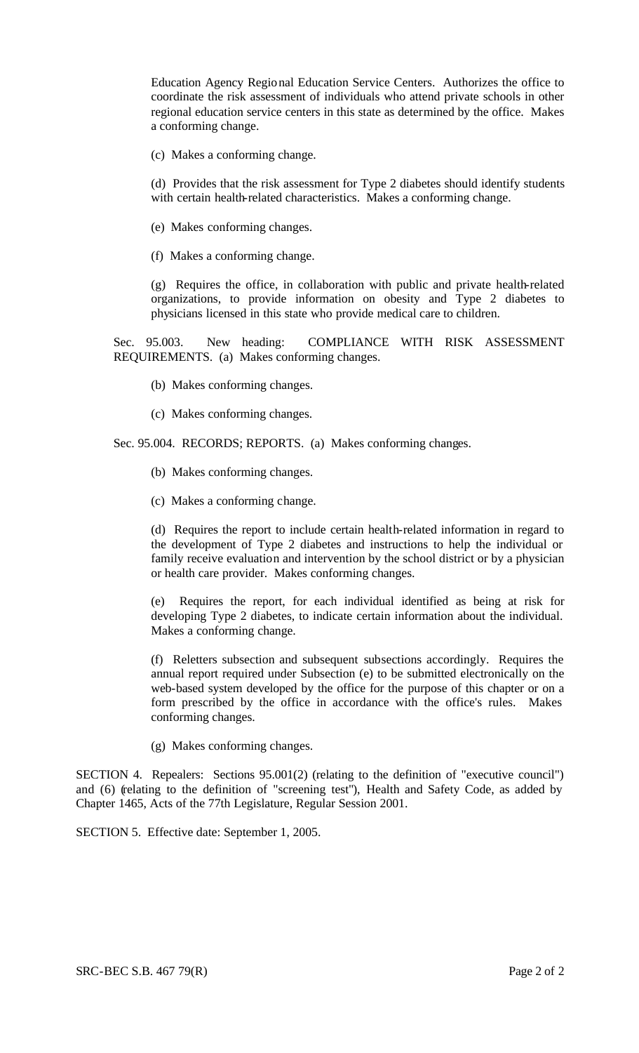Education Agency Regional Education Service Centers. Authorizes the office to coordinate the risk assessment of individuals who attend private schools in other regional education service centers in this state as determined by the office. Makes a conforming change.

(c) Makes a conforming change.

(d) Provides that the risk assessment for Type 2 diabetes should identify students with certain health-related characteristics. Makes a conforming change.

(e) Makes conforming changes.

(f) Makes a conforming change.

(g) Requires the office, in collaboration with public and private health-related organizations, to provide information on obesity and Type 2 diabetes to physicians licensed in this state who provide medical care to children.

Sec. 95.003. New heading: COMPLIANCE WITH RISK ASSESSMENT REQUIREMENTS. (a) Makes conforming changes.

(b) Makes conforming changes.

(c) Makes conforming changes.

Sec. 95.004. RECORDS; REPORTS. (a) Makes conforming changes.

(b) Makes conforming changes.

(c) Makes a conforming change.

(d) Requires the report to include certain health-related information in regard to the development of Type 2 diabetes and instructions to help the individual or family receive evaluation and intervention by the school district or by a physician or health care provider. Makes conforming changes.

(e) Requires the report, for each individual identified as being at risk for developing Type 2 diabetes, to indicate certain information about the individual. Makes a conforming change.

(f) Reletters subsection and subsequent subsections accordingly. Requires the annual report required under Subsection (e) to be submitted electronically on the web-based system developed by the office for the purpose of this chapter or on a form prescribed by the office in accordance with the office's rules. Makes conforming changes.

(g) Makes conforming changes.

SECTION 4. Repealers: Sections 95.001(2) (relating to the definition of "executive council") and (6) (relating to the definition of "screening test"), Health and Safety Code, as added by Chapter 1465, Acts of the 77th Legislature, Regular Session 2001.

SECTION 5. Effective date: September 1, 2005.